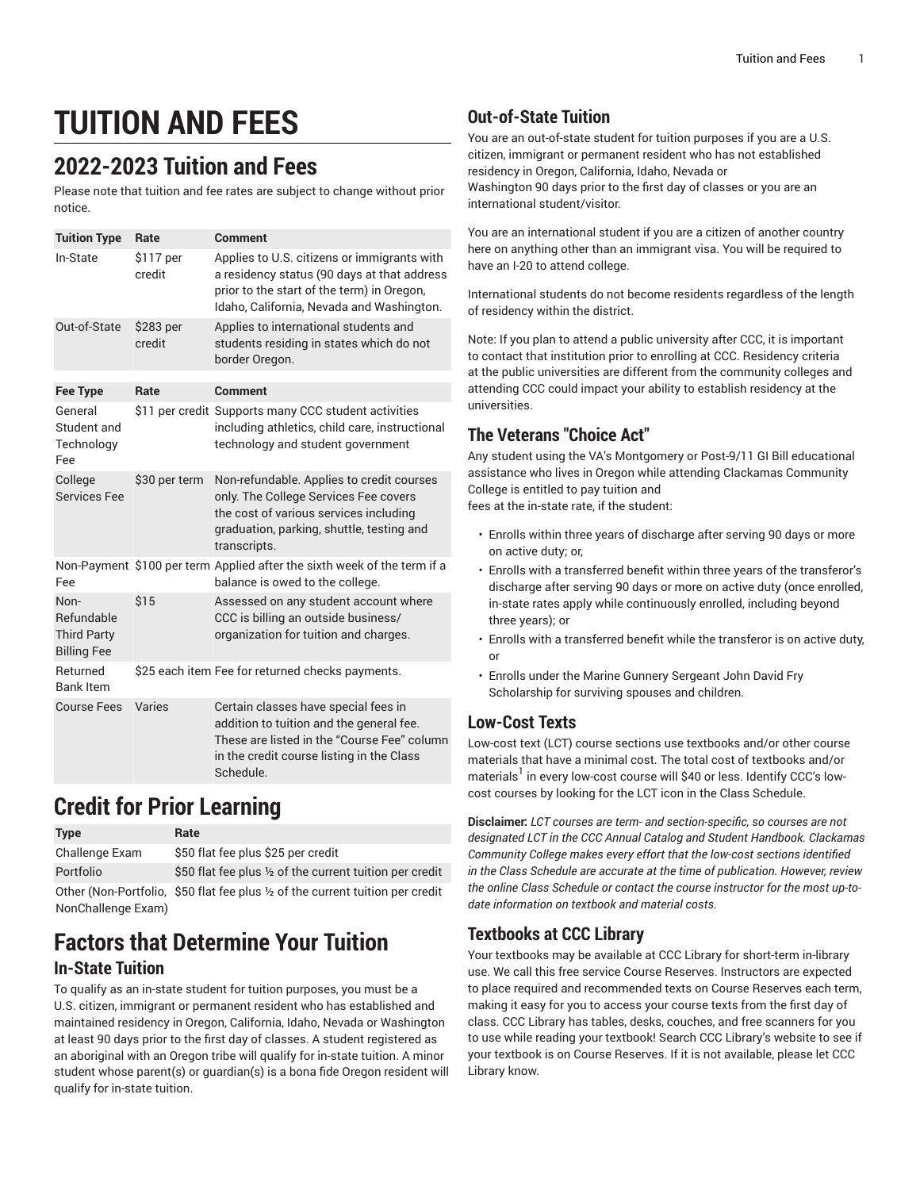# TUITION AND FEES

## 2022-2023 Tuition and Fees

Please note that tuition and fee rates are subject to change without prior notice.

| Tuition Type | Rate | Comment |
| --- | --- | --- |
| In-State | $117 per credit | Applies to U.S. citizens or immigrants with a residency status (90 days at that address prior to the start of the term) in Oregon, Idaho, California, Nevada and Washington. |
| Out-of-State | $283 per credit | Applies to international students and students residing in states which do not border Oregon. |

| Fee Type | Rate | Comment |
| --- | --- | --- |
| General Student and Technology Fee | $11 per credit | Supports many CCC student activities including athletics, child care, instructional technology and student government |
| College Services Fee | $30 per term | Non-refundable. Applies to credit courses only. The College Services Fee covers the cost of various services including graduation, parking, shuttle, testing and transcripts. |
| Non-Payment Fee | $100 per term | Applied after the sixth week of the term if a balance is owed to the college. |
| Non-Refundable Third Party Billing Fee | $15 | Assessed on any student account where CCC is billing an outside business/ organization for tuition and charges. |
| Returned Bank Item | $25 each item | Fee for returned checks payments. |
| Course Fees | Varies | Certain classes have special fees in addition to tuition and the general fee. These are listed in the "Course Fee" column in the credit course listing in the Class Schedule. |

# Credit for Prior Learning

| Type | Rate |
| --- | --- |
| Challenge Exam | $50 flat fee plus $25 per credit |
| Portfolio | $50 flat fee plus ½ of the current tuition per credit |
| Other (Non-Portfolio, NonChallenge Exam) | $50 flat fee plus ½ of the current tuition per credit |

# Factors that Determine Your Tuition

## In-State Tuition

To qualify as an in-state student for tuition purposes, you must be a U.S. citizen, immigrant or permanent resident who has established and maintained residency in Oregon, California, Idaho, Nevada or Washington at least 90 days prior to the first day of classes. A student registered as an aboriginal with an Oregon tribe will qualify for in-state tuition. A minor student whose parent(s) or guardian(s) is a bona fide Oregon resident will qualify for in-state tuition.

## Out-of-State Tuition

You are an out-of-state student for tuition purposes if you are a U.S. citizen, immigrant or permanent resident who has not established residency in Oregon, California, Idaho, Nevada or Washington 90 days prior to the first day of classes or you are an international student/visitor.

You are an international student if you are a citizen of another country here on anything other than an immigrant visa. You will be required to have an I-20 to attend college.

International students do not become residents regardless of the length of residency within the district.

Note: If you plan to attend a public university after CCC, it is important to contact that institution prior to enrolling at CCC. Residency criteria at the public universities are different from the community colleges and attending CCC could impact your ability to establish residency at the universities.

## The Veterans "Choice Act"

Any student using the VA's Montgomery or Post-9/11 GI Bill educational assistance who lives in Oregon while attending Clackamas Community College is entitled to pay tuition and fees at the in-state rate, if the student:

- Enrolls within three years of discharge after serving 90 days or more on active duty; or,
- Enrolls with a transferred benefit within three years of the transferor's discharge after serving 90 days or more on active duty (once enrolled, in-state rates apply while continuously enrolled, including beyond three years); or
- Enrolls with a transferred benefit while the transferor is on active duty, or
- Enrolls under the Marine Gunnery Sergeant John David Fry Scholarship for surviving spouses and children.

## Low-Cost Texts

Low-cost text (LCT) course sections use textbooks and/or other course materials that have a minimal cost. The total cost of textbooks and/or materials[1] in every low-cost course will $40 or less. Identify CCC's low-cost courses by looking for the LCT icon in the Class Schedule.

**Disclaimer:** *LCT courses are term- and section-specific, so courses are not designated LCT in the CCC Annual Catalog and Student Handbook. Clackamas Community College makes every effort that the low-cost sections identified in the Class Schedule are accurate at the time of publication. However, review the online Class Schedule or contact the course instructor for the most up-to-date information on textbook and material costs.*

## Textbooks at CCC Library

Your textbooks may be available at CCC Library for short-term in-library use. We call this free service Course Reserves. Instructors are expected to place required and recommended texts on Course Reserves each term, making it easy for you to access your course texts from the first day of class. CCC Library has tables, desks, couches, and free scanners for you to use while reading your textbook! Search CCC Library's website to see if your textbook is on Course Reserves. If it is not available, please let CCC Library know.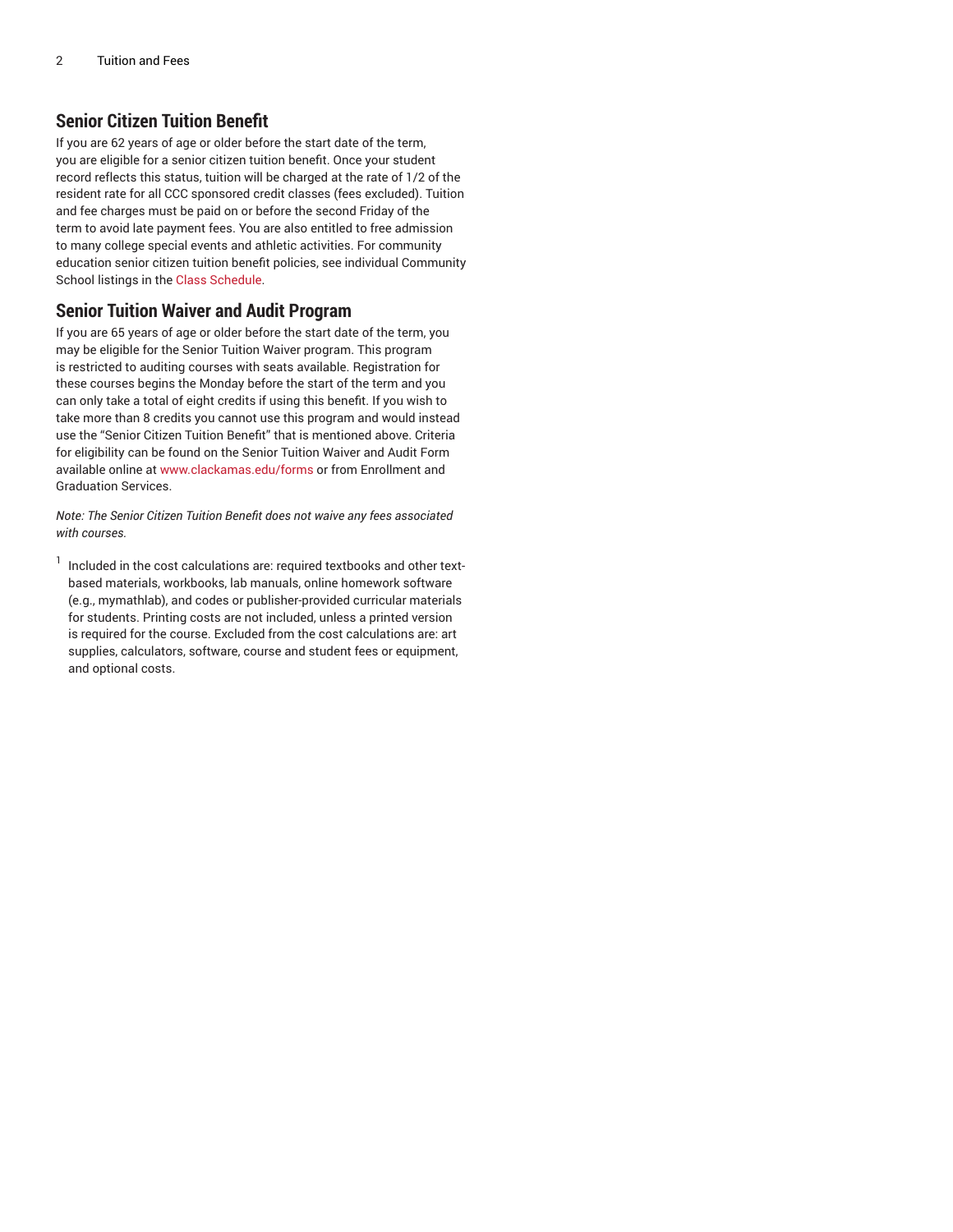## Senior Citizen Tuition Benefit

If you are 62 years of age or older before the start date of the term, you are eligible for a senior citizen tuition benefit. Once your student record reflects this status, tuition will be charged at the rate of 1/2 of the resident rate for all CCC sponsored credit classes (fees excluded). Tuition and fee charges must be paid on or before the second Friday of the term to avoid late payment fees. You are also entitled to free admission to many college special events and athletic activities. For community education senior citizen tuition benefit policies, see individual Community School listings in the Class Schedule.

## Senior Tuition Waiver and Audit Program

If you are 65 years of age or older before the start date of the term, you may be eligible for the Senior Tuition Waiver program. This program is restricted to auditing courses with seats available. Registration for these courses begins the Monday before the start of the term and you can only take a total of eight credits if using this benefit. If you wish to take more than 8 credits you cannot use this program and would instead use the "Senior Citizen Tuition Benefit" that is mentioned above. Criteria for eligibility can be found on the Senior Tuition Waiver and Audit Form available online at www.clackamas.edu/forms or from Enrollment and Graduation Services.

*Note: The Senior Citizen Tuition Benefit does not waive any fees associated with courses.*

[1] Included in the cost calculations are: required textbooks and other text-based materials, workbooks, lab manuals, online homework software (e.g., mymathlab), and codes or publisher-provided curricular materials for students. Printing costs are not included, unless a printed version is required for the course. Excluded from the cost calculations are: art supplies, calculators, software, course and student fees or equipment, and optional costs.